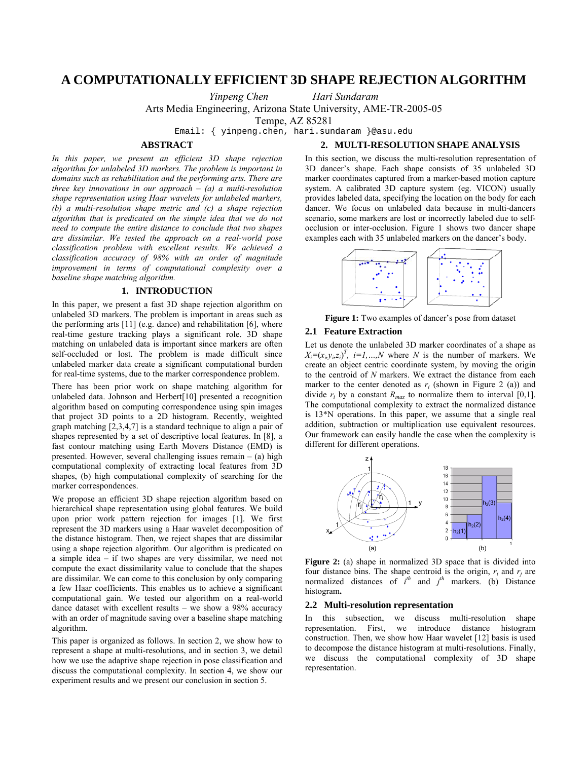# A COMPUTATIONALLY EFFICIENT 3D SHAPE REJECTION ALGORITHM

*Yinpeng Chen* *Hari Sundaram*

Arts Media Engineering, Arizona State University, AME-TR-2005-05

Tempe, AZ 85281

Email: { yinpeng.chen, hari.sundaram }@asu.edu

## ABSTRACT

*In this paper, we present an efficient 3D shape rejection algorithm for unlabeled 3D markers. The problem is important in domains such as rehabilitation and the performing arts. There are three key innovations in our approach – (a) a multi-resolution shape representation using Haar wavelets for unlabeled markers, (b) a multi-resolution shape metric and (c) a shape rejection algorithm that is predicated on the simple idea that we do not need to compute the entire distance to conclude that two shapes are dissimilar. We tested the approach on a real-world pose classification problem with excellent results. We achieved a classification accuracy of 98% with an order of magnitude improvement in terms of computational complexity over a baseline shape matching algorithm.*

## 1. INTRODUCTION

In this paper, we present a fast 3D shape rejection algorithm on unlabeled 3D markers. The problem is important in areas such as the performing arts [11] (e.g. dance) and rehabilitation [6], where real-time gesture tracking plays a significant role. 3D shape matching on unlabeled data is important since markers are often self-occluded or lost. The problem is made difficult since unlabeled marker data create a significant computational burden for real-time systems, due to the marker correspondence problem.

There has been prior work on shape matching algorithm for unlabeled data. Johnson and Herbert[10] presented a recognition algorithm based on computing correspondence using spin images that project 3D points to a 2D histogram. Recently, weighted graph matching [2,3,4,7] is a standard technique to align a pair of shapes represented by a set of descriptive local features. In [8], a fast contour matching using Earth Movers Distance (EMD) is presented. However, several challenging issues remain – (a) high computational complexity of extracting local features from 3D shapes, (b) high computational complexity of searching for the marker correspondences.

We propose an efficient 3D shape rejection algorithm based on hierarchical shape representation using global features. We build upon prior work pattern rejection for images [1]. We first represent the 3D markers using a Haar wavelet decomposition of the distance histogram. Then, we reject shapes that are dissimilar using a shape rejection algorithm. Our algorithm is predicated on a simple idea – if two shapes are very dissimilar, we need not compute the exact dissimilarity value to conclude that the shapes are dissimilar. We can come to this conclusion by only comparing a few Haar coefficients. This enables us to achieve a significant computational gain. We tested our algorithm on a real-world dance dataset with excellent results – we show a 98% accuracy with an order of magnitude saving over a baseline shape matching algorithm.

This paper is organized as follows. In section 2, we show how to represent a shape at multi-resolutions, and in section 3, we detail how we use the adaptive shape rejection in pose classification and discuss the computational complexity. In section 4, we show our experiment results and we present our conclusion in section 5.

## 2. MULTI-RESOLUTION SHAPE ANALYSIS

In this section, we discuss the multi-resolution representation of 3D dancer's shape. Each shape consists of 35 unlabeled 3D marker coordinates captured from a marker-based motion capture system. A calibrated 3D capture system (eg. VICON) usually provides labeled data, specifying the location on the body for each dancer. We focus on unlabeled data because in multi-dancers scenario, some markers are lost or incorrectly labeled due to self-occlusion or inter-occlusion. Figure 1 shows two dancer shape examples each with 35 unlabeled markers on the dancer's body.

**Figure 1:** Two examples of dancer's pose from dataset

### 2.1 Feature Extraction

Let us denote the unlabeled 3D marker coordinates of a shape as $X_i=(x_i,y_i,z_i)^T$, $i=1,\ldots,N$ where $N$ is the number of markers. We create an object centric coordinate system, by moving the origin to the centroid of $N$ markers. We extract the distance from each marker to the center denoted as $r_i$ (shown in Figure 2 (a)) and divide $r_i$ by a constant $R_{max}$ to normalize them to interval [0,1]. The computational complexity to extract the normalized distance is 13\*N operations. In this paper, we assume that a single real addition, subtraction or multiplication use equivalent resources. Our framework can easily handle the case when the complexity is different for different operations.

**Figure 2:** (a) shape in normalized 3D space that is divided into four distance bins. The shape centroid is the origin, $r_i$ and $r_j$ are normalized distances of $i^{th}$ and $j^{th}$ markers. (b) Distance histogram.

### 2.2 Multi-resolution representation

In this subsection, we discuss multi-resolution shape representation. First, we introduce distance histogram construction. Then, we show how Haar wavelet [12] basis is used to decompose the distance histogram at multi-resolutions. Finally, we discuss the computational complexity of 3D shape representation.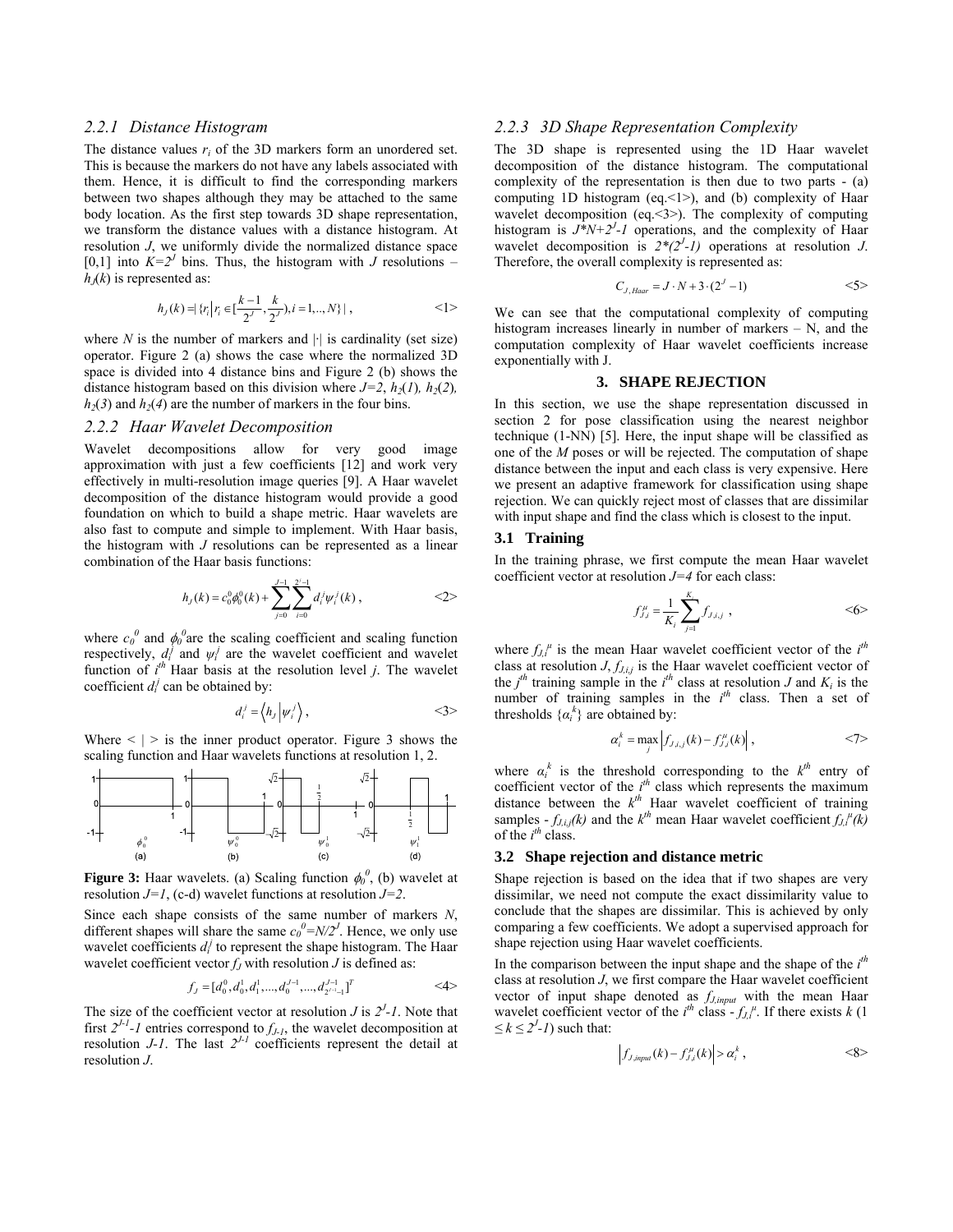### 2.2.1 Distance Histogram

The distance values $r_i$ of the 3D markers form an unordered set. This is because the markers do not have any labels associated with them. Hence, it is difficult to find the corresponding markers between two shapes although they may be attached to the same body location. As the first step towards 3D shape representation, we transform the distance values with a distance histogram. At resolution $J$, we uniformly divide the normalized distance space [0,1] into $K=2^J$ bins. Thus, the histogram with $J$ resolutions – $h_J(k)$ is represented as:

$$h_J(k) = |\{r_i | r_i \in [\frac{k-1}{2^J}, \frac{k}{2^J}), i = 1,.., N\}|, \quad <1>$$

where $N$ is the number of markers and $|\cdot|$ is cardinality (set size) operator. Figure 2 (a) shows the case where the normalized 3D space is divided into 4 distance bins and Figure 2 (b) shows the distance histogram based on this division where $J=2$, $h_2(1)$, $h_2(2)$, $h_2(3)$ and $h_2(4)$ are the number of markers in the four bins.

### 2.2.2 Haar Wavelet Decomposition

Wavelet decompositions allow for very good image approximation with just a few coefficients [12] and work very effectively in multi-resolution image queries [9]. A Haar wavelet decomposition of the distance histogram would provide a good foundation on which to build a shape metric. Haar wavelets are also fast to compute and simple to implement. With Haar basis, the histogram with $J$ resolutions can be represented as a linear combination of the Haar basis functions:

$$h_J(k) = c_0^0 \phi_0^0(k) + \sum_{j=0}^{J-1} \sum_{i=0}^{2^j-1} d_i^j \psi_i^j(k), \quad <2>$$

where $c_0^0$ and $\phi_0^0$ are the scaling coefficient and scaling function respectively, $d_i^j$ and $\psi_i^j$ are the wavelet coefficient and wavelet function of $i^{th}$ Haar basis at the resolution level $j$. The wavelet coefficient $d_i^j$ can be obtained by:

$$d_i^j = \langle h_J | \psi_0^j \rangle, \quad <3>$$

Where $<\ |\ >$ is the inner product operator. Figure 3 shows the scaling function and Haar wavelets functions at resolution 1, 2.

**Figure 3:** Haar wavelets. (a) Scaling function $\phi_0^0$, (b) wavelet at resolution $J=1$, (c-d) wavelet functions at resolution $J=2$.

Since each shape consists of the same number of markers $N$, different shapes will share the same $c_0^0=N/2^J$. Hence, we only use wavelet coefficients $d_i^j$ to represent the shape histogram. The Haar wavelet coefficient vector $f_J$ with resolution $J$ is defined as:

$$f_J = [d_0^0, d_0^1, d_1^1, ..., d_0^{J-1}, ..., d_{2^{J-1}-1}^{J-1}]^T \quad <4>$$

The size of the coefficient vector at resolution $J$ is $2^J$-1. Note that first $2^{J-1}$-1 entries correspond to $f_{J-1}$, the wavelet decomposition at resolution $J$-1. The last $2^{J-1}$ coefficients represent the detail at resolution $J$.

### 2.2.3 3D Shape Representation Complexity

The 3D shape is represented using the 1D Haar wavelet decomposition of the distance histogram. The computational complexity of the representation is then due to two parts - (a) computing 1D histogram (eq.<1>), and (b) complexity of Haar wavelet decomposition (eq.<3>). The complexity of computing histogram is $J*N+2^J-1$ operations, and the complexity of Haar wavelet decomposition is $2*(2^J-1)$ operations at resolution $J$. Therefore, the overall complexity is represented as:

$$C_{J,Haar} = J \cdot N + 3 \cdot (2^J - 1) \quad <5>$$

We can see that the computational complexity of computing histogram increases linearly in number of markers – N, and the computation complexity of Haar wavelet coefficients increase exponentially with J.

## 3. SHAPE REJECTION

In this section, we use the shape representation discussed in section 2 for pose classification using the nearest neighbor technique (1-NN) [5]. Here, the input shape will be classified as one of the $M$ poses or will be rejected. The computation of shape distance between the input and each class is very expensive. Here we present an adaptive framework for classification using shape rejection. We can quickly reject most of classes that are dissimilar with input shape and find the class which is closest to the input.

### 3.1 Training

In the training phrase, we first compute the mean Haar wavelet coefficient vector at resolution $J=4$ for each class:

$$f_{J,i}^{\mu} = \frac{1}{K_i} \sum_{j=1}^{K_i} f_{J,i,j}, \quad <6>$$

where $f_{J,i}^{\mu}$ is the mean Haar wavelet coefficient vector of the $i^{th}$ class at resolution $J$, $f_{J,i,j}$ is the Haar wavelet coefficient vector of the $j^{th}$ training sample in the $i^{th}$ class at resolution $J$ and $K_i$ is the number of training samples in the $i^{th}$ class. Then a set of thresholds $\{\alpha_i^k\}$ are obtained by:

$$\alpha_i^k = \max_j \left| f_{J,i,j}(k) - f_{J,i}^{\mu}(k) \right|, \quad <7>$$

where $\alpha_i^k$ is the threshold corresponding to the $k^{th}$ entry of coefficient vector of the $i^{th}$ class which represents the maximum distance between the $k^{th}$ Haar wavelet coefficient of training samples - $f_{J,i,j}(k)$ and the $k^{th}$ mean Haar wavelet coefficient $f_{J,i}^{\mu}(k)$ of the $i^{th}$ class.

### 3.2 Shape rejection and distance metric

Shape rejection is based on the idea that if two shapes are very dissimilar, we need not compute the exact dissimilarity value to conclude that the shapes are dissimilar. This is achieved by only comparing a few coefficients. We adopt a supervised approach for shape rejection using Haar wavelet coefficients.

In the comparison between the input shape and the shape of the $i^{th}$ class at resolution $J$, we first compare the Haar wavelet coefficient vector of input shape denoted as $f_{J,input}$ with the mean Haar wavelet coefficient vector of the $i^{th}$ class - $f_{J,i}^{\mu}$. If there exists $k$ ($1 \le k \le 2^J$-1) such that:

$$\left| f_{J,input}(k) - f_{J,i}^{\mu}(k) \right| > \alpha_i^k, \quad <8>$$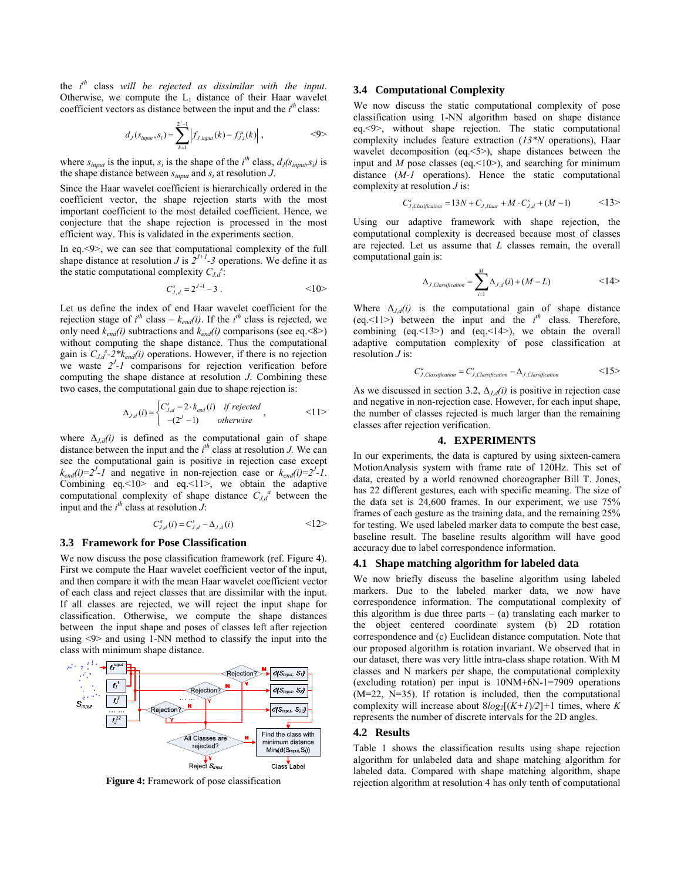the $i^{th}$ class *will be rejected as dissimilar with the input*. Otherwise, we compute the L1 distance of their Haar wavelet coefficient vectors as distance between the input and the $i^{th}$ class:

$$d_J(s_{input}, s_i) = \sum_{k=1}^{2^J-1} \left| f_{J,input}(k) - f_{J,i}^{\mu}(k) \right| , \qquad <9>$$

where $s_{input}$ is the input, $s_i$ is the shape of the $i^{th}$ class, $d_J(s_{input}, s_i)$ is the shape distance between $s_{input}$ and $s_i$ at resolution $J$.

Since the Haar wavelet coefficient is hierarchically ordered in the coefficient vector, the shape rejection starts with the most important coefficient to the most detailed coefficient. Hence, we conjecture that the shape rejection is processed in the most efficient way. This is validated in the experiments section.

In eq.<9>, we can see that computational complexity of the full shape distance at resolution $J$ is $2^{J+1}$-3 operations. We define it as the static computational complexity $C_{J,d}^{s}$:

$$C_{J,d}^{s} = 2^{J+1} - 3 \, . \qquad <10>$$

Let us define the index of end Haar wavelet coefficient for the rejection stage of $i^{th}$ class – $k_{end}(i)$. If the $i^{th}$ class is rejected, we only need $k_{end}(i)$ subtractions and $k_{end}(i)$ comparisons (see eq.<8>) without computing the shape distance. Thus the computational gain is $C_{J,d}^{s}-2*k_{end}(i)$ operations. However, if there is no rejection we waste $2^J$-1 comparisons for rejection verification before computing the shape distance at resolution $J$. Combining these two cases, the computational gain due to shape rejection is:

$$\Delta_{J,d}(i) = \begin{cases} C_{J,d}^{s} - 2 \cdot k_{end}(i) & \text{if rejected} \\ -(2^J - 1) & \text{otherwise} \end{cases} , \qquad <11>$$

where $\Delta_{J,d}(i)$ is defined as the computational gain of shape distance between the input and the $i^{th}$ class at resolution $J$. We can see the computational gain is positive in rejection case except $k_{end}(i)=2^J$-1 and negative in non-rejection case or $k_{end}(i)=2^J$-1. Combining eq.<10> and eq.<11>, we obtain the adaptive computational complexity of shape distance $C_{J,d}^{a}$ between the input and the $i^{th}$ class at resolution $J$:

$$C_{J,d}^{a}(i) = C_{J,d}^{s} - \Delta_{J,d}(i) \qquad <12>$$

### 3.3 Framework for Pose Classification

We now discuss the pose classification framework (ref. Figure 4). First we compute the Haar wavelet coefficient vector of the input, and then compare it with the mean Haar wavelet coefficient vector of each class and reject classes that are dissimilar with the input. If all classes are rejected, we will reject the input shape for classification. Otherwise, we compute the shape distances between the input shape and poses of classes left after rejection using <9> and using 1-NN method to classify the input into the class with minimum shape distance.

**Figure 4:** Framework of pose classification

### 3.4 Computational Complexity

We now discuss the static computational complexity of pose classification using 1-NN algorithm based on shape distance eq.<9>, without shape rejection. The static computational complexity includes feature extraction (*13\*N* operations), Haar wavelet decomposition (eq.<5>), shape distances between the input and $M$ pose classes (eq.<10>), and searching for minimum distance (*M-1* operations). Hence the static computational complexity at resolution $J$ is:

$$C_{J,Clasificaiton}^{s} = 13N + C_{J,Haar} + M \cdot C_{J,d}^{s} + (M-1) \qquad <13>$$

Using our adaptive framework with shape rejection, the computational complexity is decreased because most of classes are rejected. Let us assume that $L$ classes remain, the overall computational gain is:

$$\Delta_{J,Classification} = \sum_{i=1}^{M} \Delta_{J,d}(i) + (M-L) \qquad <14>$$

Where $\Delta_{J,d}(i)$ is the computational gain of shape distance (eq.<11>) between the input and the $i^{th}$ class. Therefore, combining (eq.<13>) and (eq.<14>), we obtain the overall adaptive computation complexity of pose classification at resolution $J$ is:

$$C_{J,Classification}^{a} = C_{J,Classification}^{s} - \Delta_{J,Classification} \qquad <15>$$

As we discussed in section 3.2, $\Delta_{J,d}(i)$ is positive in rejection case and negative in non-rejection case. However, for each input shape, the number of classes rejected is much larger than the remaining classes after rejection verification.

## 4. EXPERIMENTS

In our experiments, the data is captured by using sixteen-camera MotionAnalysis system with frame rate of 120Hz. This set of data, created by a world renowned choreographer Bill T. Jones, has 22 different gestures, each with specific meaning. The size of the data set is 24,600 frames. In our experiment, we use 75% frames of each gesture as the training data, and the remaining 25% for testing. We used labeled marker data to compute the best case, baseline result. The baseline results algorithm will have good accuracy due to label correspondence information.

### 4.1 Shape matching algorithm for labeled data

We now briefly discuss the baseline algorithm using labeled markers. Due to the labeled marker data, we now have correspondence information. The computational complexity of this algorithm is due three parts – (a) translating each marker to the object centered coordinate system (b) 2D rotation correspondence and (c) Euclidean distance computation. Note that our proposed algorithm is rotation invariant. We observed that in our dataset, there was very little intra-class shape rotation. With M classes and N markers per shape, the computational complexity (excluding rotation) per input is 10NM+6N-1=7909 operations (M=22, N=35). If rotation is included, then the computational complexity will increase about $8log_2[(K+1)/2]+1$ times, where $K$ represents the number of discrete intervals for the 2D angles.

### 4.2 Results

Table 1 shows the classification results using shape rejection algorithm for unlabeled data and shape matching algorithm for labeled data. Compared with shape matching algorithm, shape rejection algorithm at resolution 4 has only tenth of computational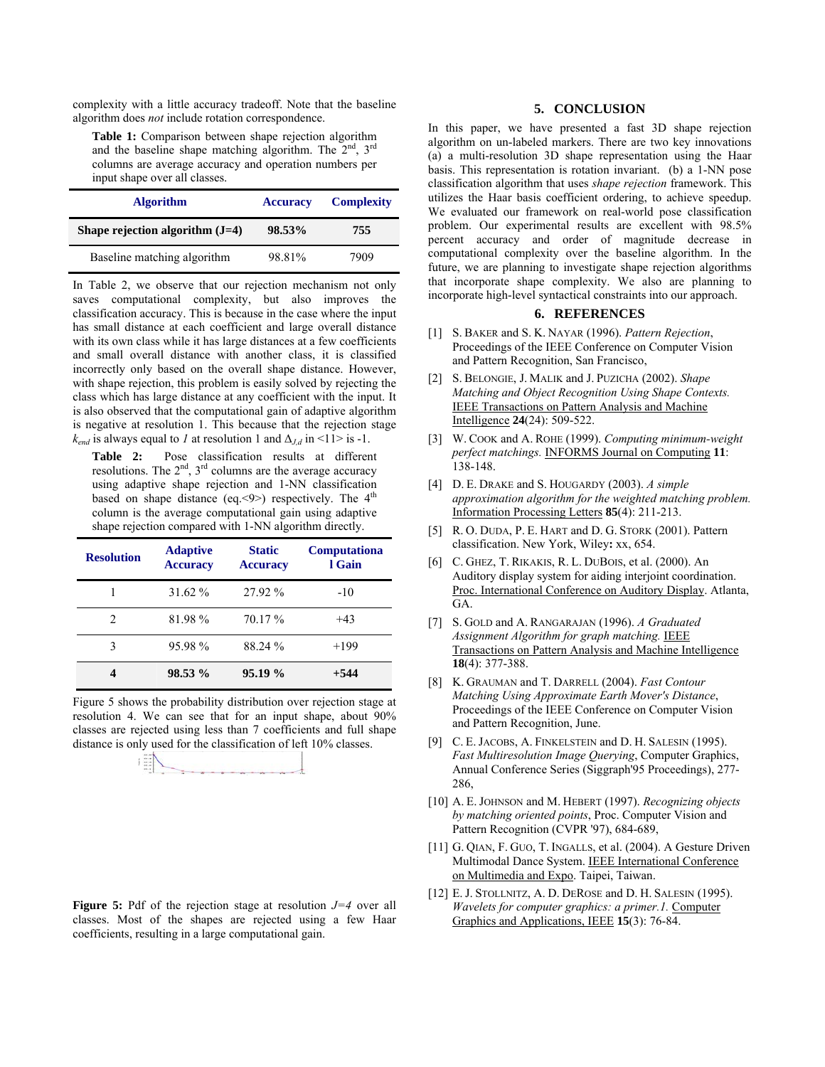complexity with a little accuracy tradeoff. Note that the baseline algorithm does *not* include rotation correspondence.

**Table 1:** Comparison between shape rejection algorithm and the baseline shape matching algorithm. The 2nd, 3rd columns are average accuracy and operation numbers per input shape over all classes.

| Algorithm | Accuracy | Complexity |
|---|---|---|
| **Shape rejection algorithm (J=4)** | **98.53%** | **755** |
| Baseline matching algorithm | 98.81% | 7909 |

In Table 2, we observe that our rejection mechanism not only saves computational complexity, but also improves the classification accuracy. This is because in the case where the input has small distance at each coefficient and large overall distance with its own class while it has large distances at a few coefficients and small overall distance with another class, it is classified incorrectly only based on the overall shape distance. However, with shape rejection, this problem is easily solved by rejecting the class which has large distance at any coefficient with the input. It is also observed that the computational gain of adaptive algorithm is negative at resolution 1. This is because that the rejection stage $k_{end}$ is always equal to *1* at resolution 1 and $\Delta_{J,d}$ in <11> is -1.

**Table 2:** Pose classification results at different resolutions. The 2nd, 3rd columns are the average accuracy using adaptive shape rejection and 1-NN classification based on shape distance (eq.<9>) respectively. The 4th column is the average computational gain using adaptive shape rejection compared with 1-NN algorithm directly.

| Resolution | Adaptive Accuracy | Static Accuracy | Computational Gain |
|---|---|---|---|
| 1 | 31.62 % | 27.92 % | -10 |
| 2 | 81.98 % | 70.17 % | +43 |
| 3 | 95.98 % | 88.24 % | +199 |
| **4** | **98.53 %** | **95.19 %** | **+544** |

Figure 5 shows the probability distribution over rejection stage at resolution 4. We can see that for an input shape, about 90% classes are rejected using less than 7 coefficients and full shape distance is only used for the classification of left 10% classes.

**Figure 5:** Pdf of the rejection stage at resolution *J=4* over all classes. Most of the shapes are rejected using a few Haar coefficients, resulting in a large computational gain.

## 5. CONCLUSION

In this paper, we have presented a fast 3D shape rejection algorithm on un-labeled markers. There are two key innovations (a) a multi-resolution 3D shape representation using the Haar basis. This representation is rotation invariant. (b) a 1-NN pose classification algorithm that uses *shape rejection* framework. This utilizes the Haar basis coefficient ordering, to achieve speedup. We evaluated our framework on real-world pose classification problem. Our experimental results are excellent with 98.5% percent accuracy and order of magnitude decrease in computational complexity over the baseline algorithm. In the future, we are planning to investigate shape rejection algorithms that incorporate shape complexity. We also are planning to incorporate high-level syntactical constraints into our approach.

## 6. REFERENCES

[1] S. Baker and S. K. Nayar (1996). *Pattern Rejection*, Proceedings of the IEEE Conference on Computer Vision and Pattern Recognition, San Francisco,

[2] S. Belongie, J. Malik and J. Puzicha (2002). *Shape Matching and Object Recognition Using Shape Contexts.* IEEE Transactions on Pattern Analysis and Machine Intelligence **24**(24): 509-522.

[3] W. Cook and A. Rohe (1999). *Computing minimum-weight perfect matchings.* INFORMS Journal on Computing **11**: 138-148.

[4] D. E. Drake and S. Hougardy (2003). *A simple approximation algorithm for the weighted matching problem.* Information Processing Letters **85**(4): 211-213.

[5] R. O. Duda, P. E. Hart and D. G. Stork (2001). Pattern classification. New York, Wiley**:** xx, 654.

[6] C. Ghez, T. Rikakis, R. L. DuBois, et al. (2000). An Auditory display system for aiding interjoint coordination. Proc. International Conference on Auditory Display. Atlanta, GA.

[7] S. Gold and A. Rangarajan (1996). *A Graduated Assignment Algorithm for graph matching.* IEEE Transactions on Pattern Analysis and Machine Intelligence **18**(4): 377-388.

[8] K. Grauman and T. Darrell (2004). *Fast Contour Matching Using Approximate Earth Mover's Distance*, Proceedings of the IEEE Conference on Computer Vision and Pattern Recognition, June.

[9] C. E. Jacobs, A. Finkelstein and D. H. Salesin (1995). *Fast Multiresolution Image Querying*, Computer Graphics, Annual Conference Series (Siggraph'95 Proceedings), 277-286,

[10] A. E. Johnson and M. Hebert (1997). *Recognizing objects by matching oriented points*, Proc. Computer Vision and Pattern Recognition (CVPR '97), 684-689,

[11] G. Qian, F. Guo, T. Ingalls, et al. (2004). A Gesture Driven Multimodal Dance System. IEEE International Conference on Multimedia and Expo. Taipei, Taiwan.

[12] E. J. Stollnitz, A. D. DeRose and D. H. Salesin (1995). *Wavelets for computer graphics: a primer.1.* Computer Graphics and Applications, IEEE **15**(3): 76-84.